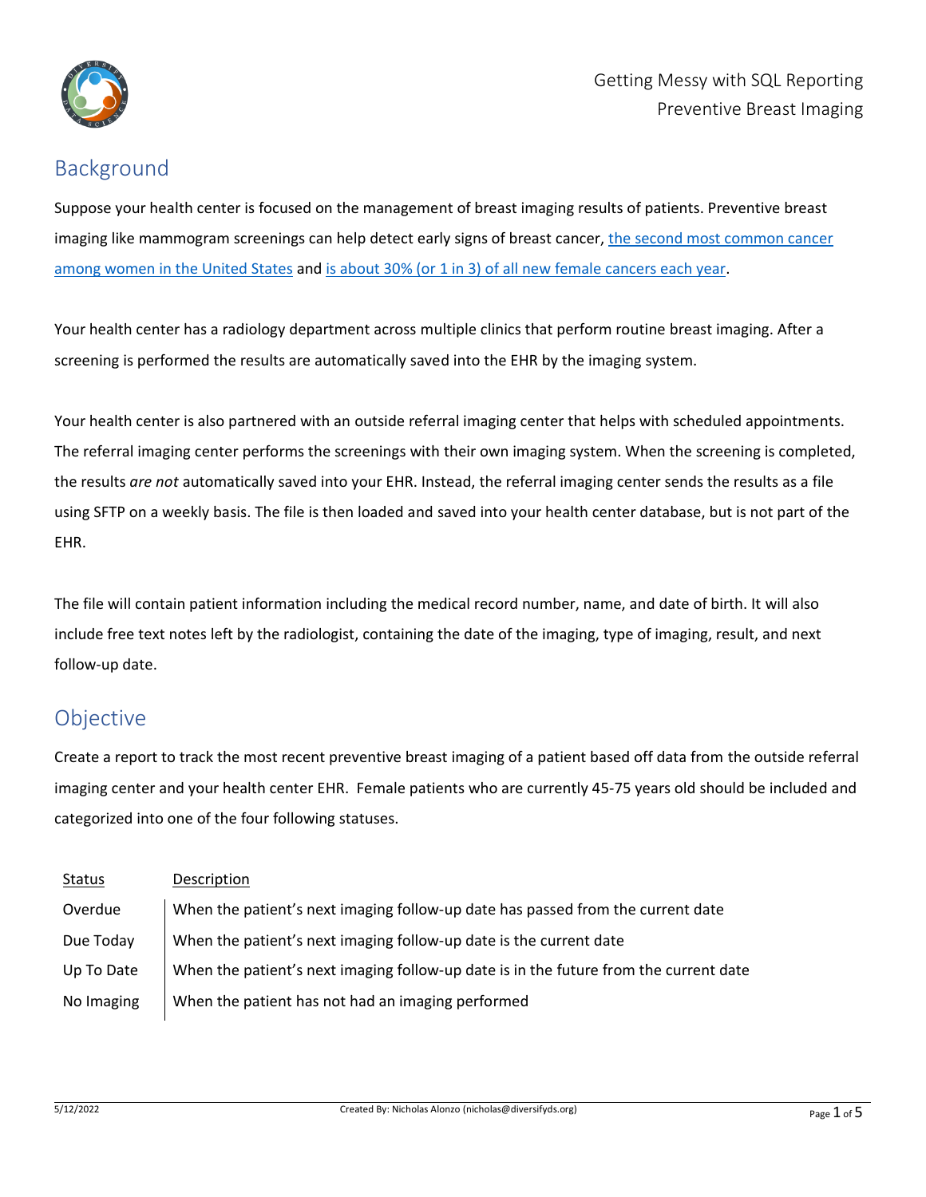## Background

Suppose your health center is focused on the management of breast imaging results of patients. Preventive breast imaging like mammogram screenings can help detect early signs of breast cancer, [the second most common cancer among women in the United States] and [is about 30% (or 1 in 3) of all new female cancers each year].

Your health center has a radiology department across multiple clinics that perform routine breast imaging. After a screening is performed the results are automatically saved into the EHR by the imaging system.

Your health center is also partnered with an outside referral imaging center that helps with scheduled appointments. The referral imaging center performs the screenings with their own imaging system. When the screening is completed, the results *are not* automatically saved into your EHR. Instead, the referral imaging center sends the results as a file using SFTP on a weekly basis. The file is then loaded and saved into your health center database, but is not part of the EHR.

The file will contain patient information including the medical record number, name, and date of birth. It will also include free text notes left by the radiologist, containing the date of the imaging, type of imaging, result, and next follow-up date.

## Objective

Create a report to track the most recent preventive breast imaging of a patient based off data from the outside referral imaging center and your health center EHR. Female patients who are currently 45-75 years old should be included and categorized into one of the four following statuses.

| Status | Description |
| --- | --- |
| Overdue | When the patient's next imaging follow-up date has passed from the current date |
| Due Today | When the patient's next imaging follow-up date is the current date |
| Up To Date | When the patient's next imaging follow-up date is in the future from the current date |
| No Imaging | When the patient has not had an imaging performed |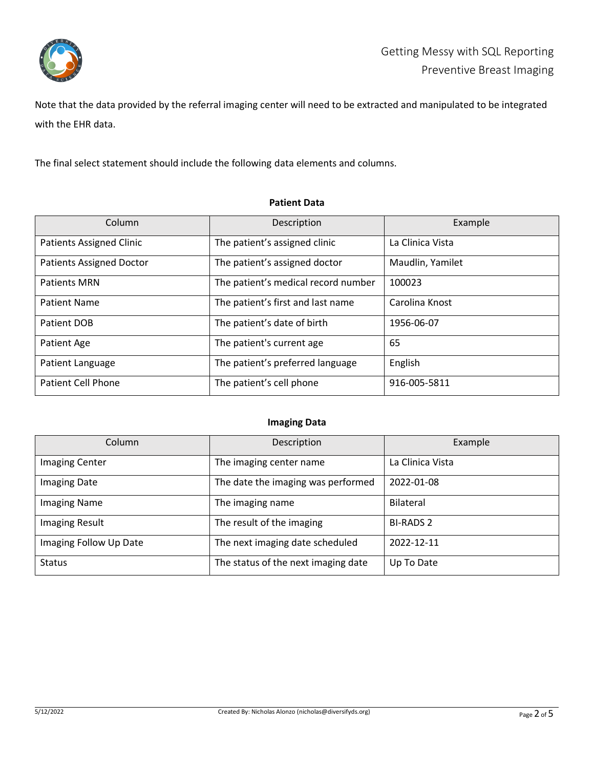Note that the data provided by the referral imaging center will need to be extracted and manipulated to be integrated with the EHR data.

The final select statement should include the following data elements and columns.

**Patient Data**

| Column | Description | Example |
| --- | --- | --- |
| Patients Assigned Clinic | The patient's assigned clinic | La Clinica Vista |
| Patients Assigned Doctor | The patient's assigned doctor | Maudlin, Yamilet |
| Patients MRN | The patient's medical record number | 100023 |
| Patient Name | The patient's first and last name | Carolina Knost |
| Patient DOB | The patient's date of birth | 1956-06-07 |
| Patient Age | The patient's current age | 65 |
| Patient Language | The patient's preferred language | English |
| Patient Cell Phone | The patient's cell phone | 916-005-5811 |

**Imaging Data**

| Column | Description | Example |
| --- | --- | --- |
| Imaging Center | The imaging center name | La Clinica Vista |
| Imaging Date | The date the imaging was performed | 2022-01-08 |
| Imaging Name | The imaging name | Bilateral |
| Imaging Result | The result of the imaging | BI-RADS 2 |
| Imaging Follow Up Date | The next imaging date scheduled | 2022-12-11 |
| Status | The status of the next imaging date | Up To Date |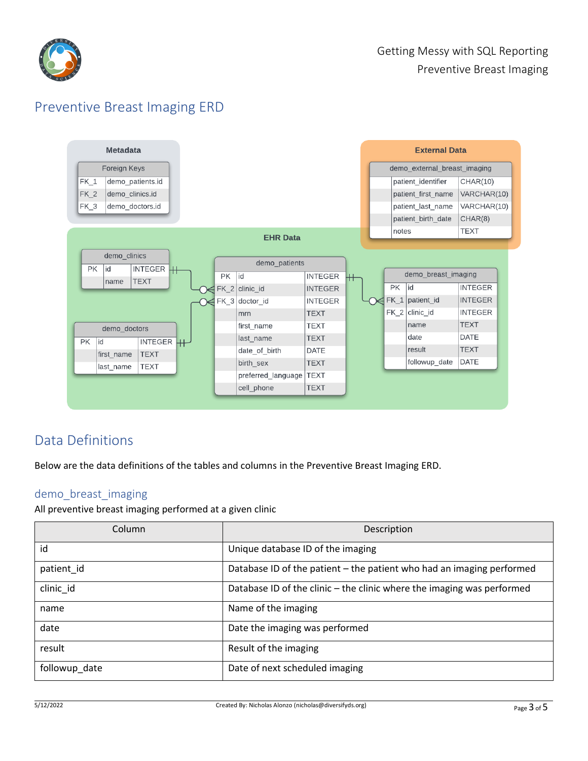## Preventive Breast Imaging ERD

**Metadata**

| Foreign Keys | |
|---|---|
| FK_1 | demo_patients.id |
| FK_2 | demo_clinics.id |
| FK_3 | demo_doctors.id |

**External Data**

| demo_external_breast_imaging | | |
|---|---|---|
| | patient_identifier | CHAR(10) |
| | patient_first_name | VARCHAR(10) |
| | patient_last_name | VARCHAR(10) |
| | patient_birth_date | CHAR(8) |
| | notes | TEXT |

**EHR Data**

| demo_clinics | | |
|---|---|---|
| PK | id | INTEGER |
| | name | TEXT |

| demo_doctors | | |
|---|---|---|
| PK | id | INTEGER |
| | first_name | TEXT |
| | last_name | TEXT |

| demo_patients | | |
|---|---|---|
| PK | id | INTEGER |
| FK_2 | clinic_id | INTEGER |
| FK_3 | doctor_id | INTEGER |
| | mrn | TEXT |
| | first_name | TEXT |
| | last_name | TEXT |
| | date_of_birth | DATE |
| | birth_sex | TEXT |
| | preferred_language | TEXT |
| | cell_phone | TEXT |

| demo_breast_imaging | | |
|---|---|---|
| PK | id | INTEGER |
| FK_1 | patient_id | INTEGER |
| FK_2 | clinic_id | INTEGER |
| | name | TEXT |
| | date | DATE |
| | result | TEXT |
| | followup_date | DATE |

## Data Definitions

Below are the data definitions of the tables and columns in the Preventive Breast Imaging ERD.

### demo_breast_imaging

All preventive breast imaging performed at a given clinic

| Column | Description |
|---|---|
| id | Unique database ID of the imaging |
| patient_id | Database ID of the patient – the patient who had an imaging performed |
| clinic_id | Database ID of the clinic – the clinic where the imaging was performed |
| name | Name of the imaging |
| date | Date the imaging was performed |
| result | Result of the imaging |
| followup_date | Date of next scheduled imaging |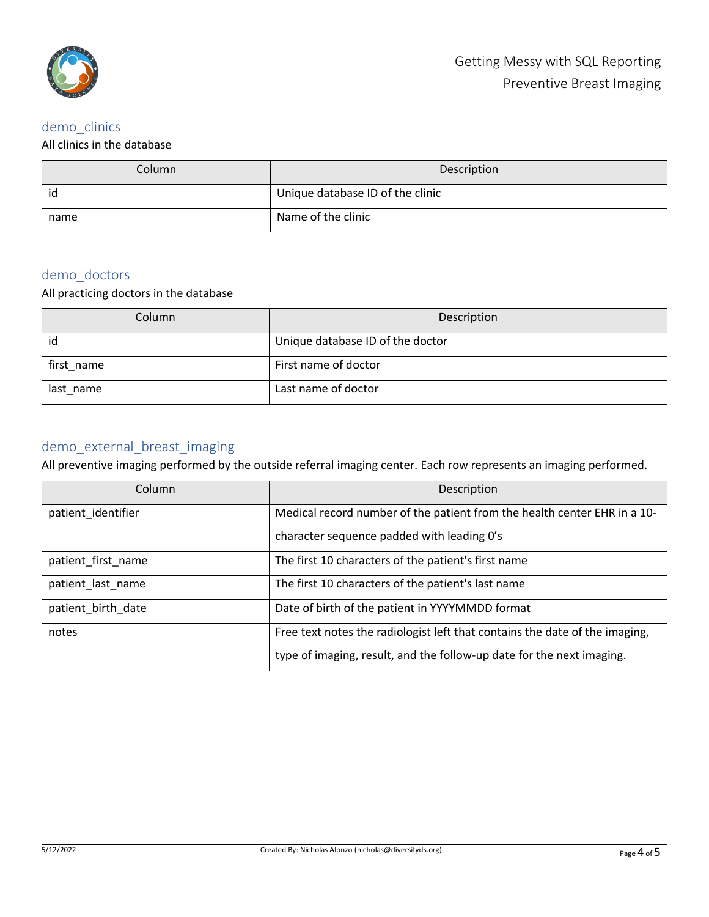## demo_clinics

All clinics in the database

| Column | Description |
| --- | --- |
| id | Unique database ID of the clinic |
| name | Name of the clinic |

## demo_doctors

All practicing doctors in the database

| Column | Description |
| --- | --- |
| id | Unique database ID of the doctor |
| first_name | First name of doctor |
| last_name | Last name of doctor |

## demo_external_breast_imaging

All preventive imaging performed by the outside referral imaging center. Each row represents an imaging performed.

| Column | Description |
| --- | --- |
| patient_identifier | Medical record number of the patient from the health center EHR in a 10-character sequence padded with leading 0's |
| patient_first_name | The first 10 characters of the patient's first name |
| patient_last_name | The first 10 characters of the patient's last name |
| patient_birth_date | Date of birth of the patient in YYYYMMDD format |
| notes | Free text notes the radiologist left that contains the date of the imaging, type of imaging, result, and the follow-up date for the next imaging. |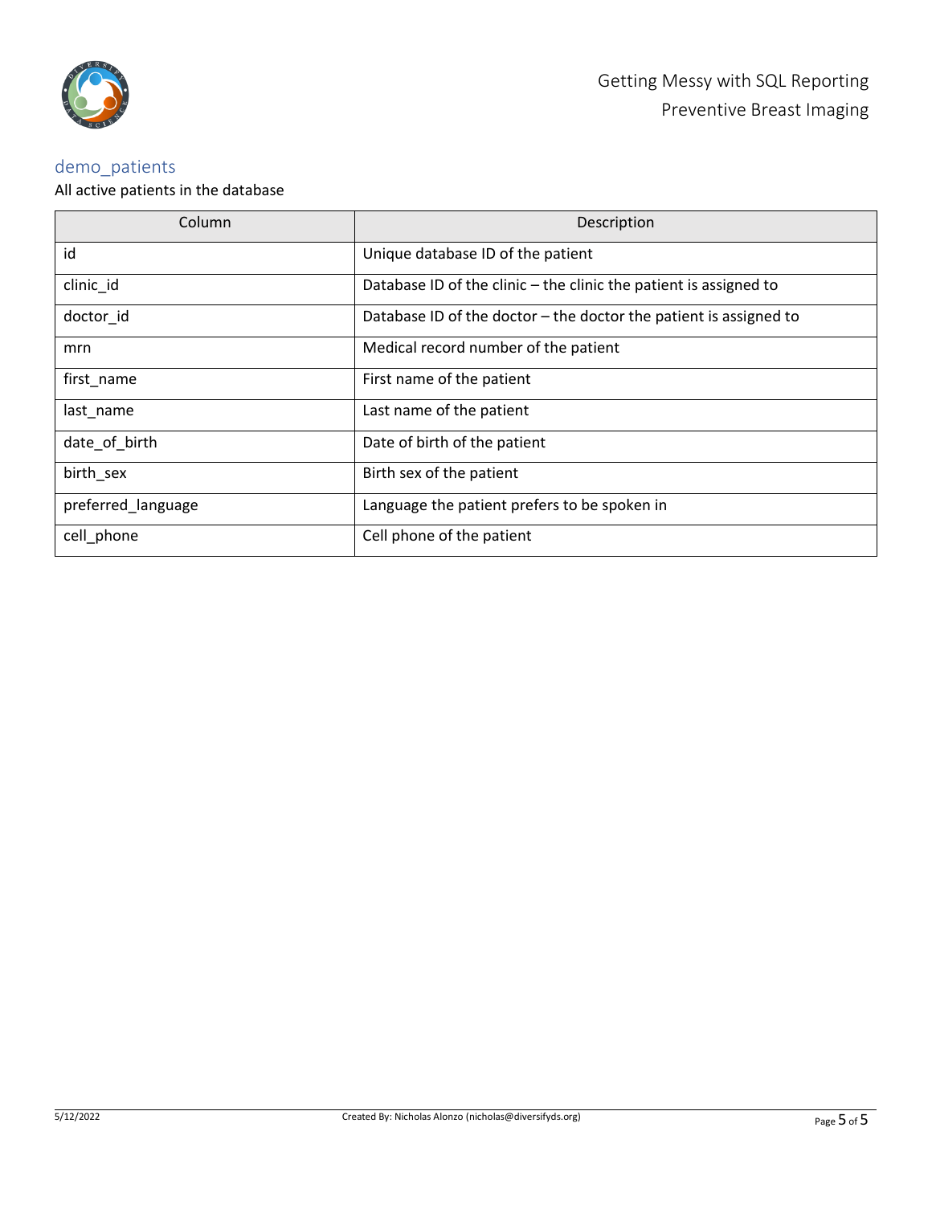## demo_patients

All active patients in the database

| Column | Description |
| --- | --- |
| id | Unique database ID of the patient |
| clinic_id | Database ID of the clinic – the clinic the patient is assigned to |
| doctor_id | Database ID of the doctor – the doctor the patient is assigned to |
| mrn | Medical record number of the patient |
| first_name | First name of the patient |
| last_name | Last name of the patient |
| date_of_birth | Date of birth of the patient |
| birth_sex | Birth sex of the patient |
| preferred_language | Language the patient prefers to be spoken in |
| cell_phone | Cell phone of the patient |